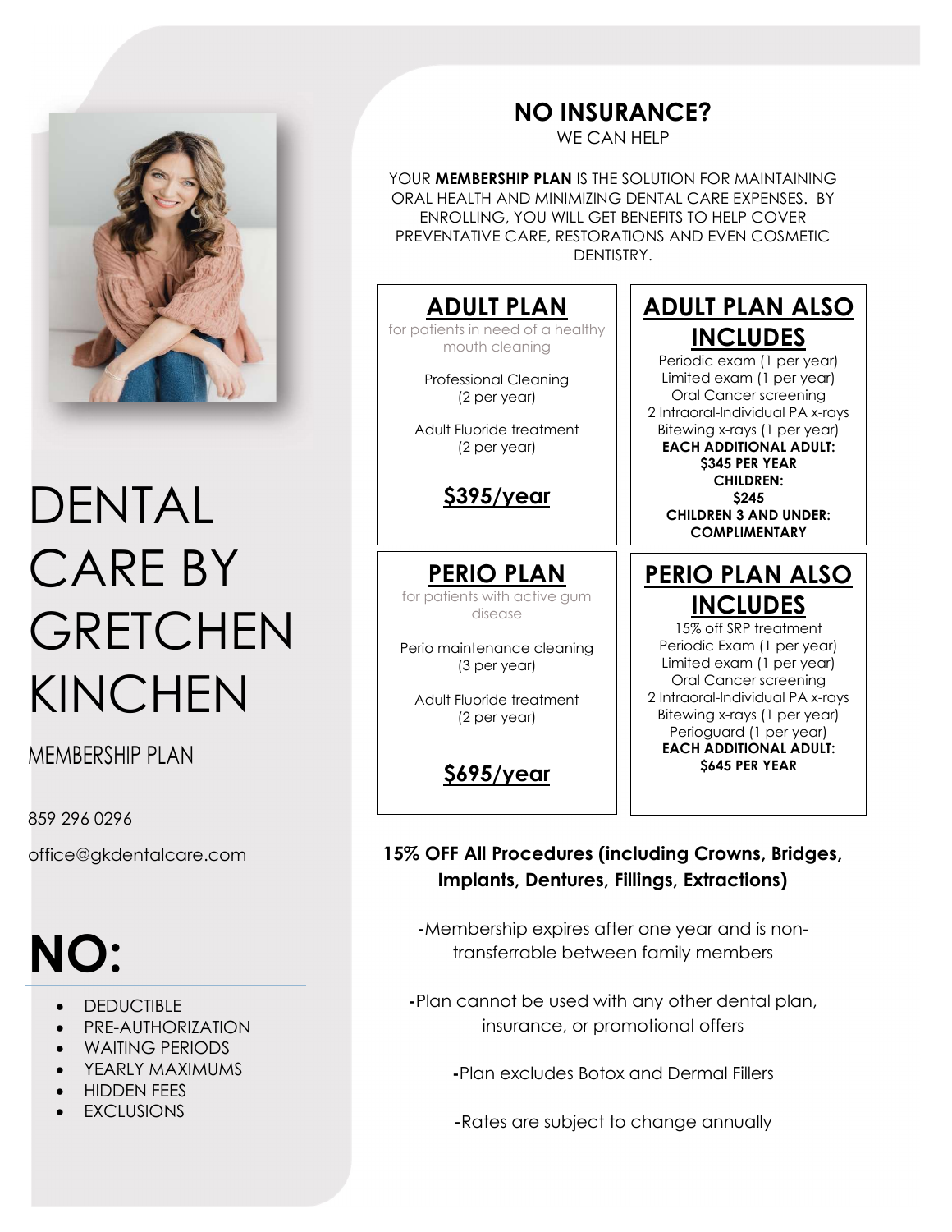# DENTAL CARE BY GRETCHEN KINCHEN

MEMBERSHIP PLAN

859 296 0296

office@gkdentalcare.com

## NO:

- DEDUCTIBLE
- PRE-AUTHORIZATION
- WAITING PERIODS
- YEARLY MAXIMUMS
- HIDDEN FEES
- EXCLUSIONS

## NO INSURANCE?

WE CAN HELP

YOUR **MEMBERSHIP PLAN** IS THE SOLUTION FOR MAINTAINING ORAL HEALTH AND MINIMIZING DENTAL CARE EXPENSES. BY ENROLLING, YOU WILL GET BENEFITS TO HELP COVER PREVENTATIVE CARE, RESTORATIONS AND EVEN COSMETIC DENTISTRY.

### ADULT PLAN

for patients in need of a healthy mouth cleaning

Professional Cleaning (2 per year)

Adult Fluoride treatment (2 per year)

**$395/year**

### ADULT PLAN ALSO INCLUDES

Periodic exam (1 per year)
Limited exam (1 per year)
Oral Cancer screening
2 Intraoral-Individual PA x-rays
Bitewing x-rays (1 per year)

**EACH ADDITIONAL ADULT: $345 PER YEAR**

**CHILDREN: $245**

**CHILDREN 3 AND UNDER: COMPLIMENTARY**

### PERIO PLAN

for patients with active gum disease

Perio maintenance cleaning (3 per year)

Adult Fluoride treatment (2 per year)

**$695/year**

### PERIO PLAN ALSO INCLUDES

15% off SRP treatment
Periodic Exam (1 per year)
Limited exam (1 per year)
Oral Cancer screening
2 Intraoral-Individual PA x-rays
Bitewing x-rays (1 per year)
Perioguard (1 per year)

**EACH ADDITIONAL ADULT: $645 PER YEAR**

**15% OFF All Procedures (including Crowns, Bridges, Implants, Dentures, Fillings, Extractions)**

-Membership expires after one year and is non-transferrable between family members

-Plan cannot be used with any other dental plan, insurance, or promotional offers

-Plan excludes Botox and Dermal Fillers

-Rates are subject to change annually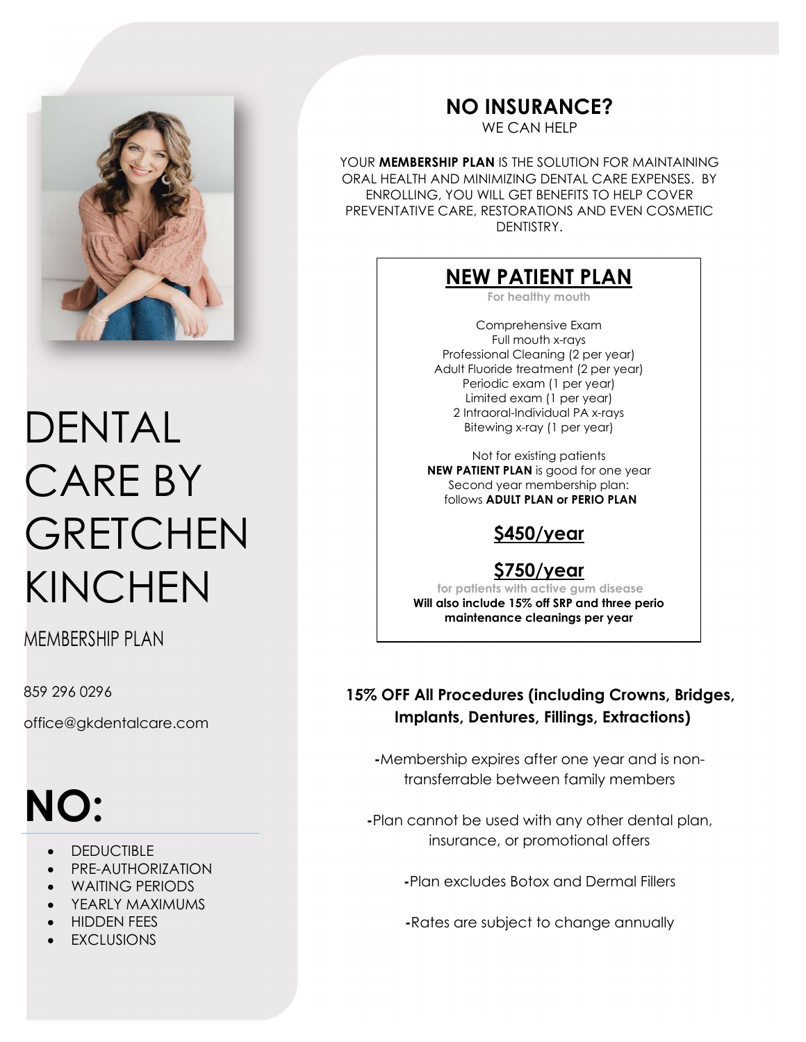# DENTAL CARE BY GRETCHEN KINCHEN

MEMBERSHIP PLAN

859 296 0296

office@gkdentalcare.com

## NO:

- DEDUCTIBLE
- PRE-AUTHORIZATION
- WAITING PERIODS
- YEARLY MAXIMUMS
- HIDDEN FEES
- EXCLUSIONS

## NO INSURANCE?

WE CAN HELP

YOUR **MEMBERSHIP PLAN** IS THE SOLUTION FOR MAINTAINING ORAL HEALTH AND MINIMIZING DENTAL CARE EXPENSES. BY ENROLLING, YOU WILL GET BENEFITS TO HELP COVER PREVENTATIVE CARE, RESTORATIONS AND EVEN COSMETIC DENTISTRY.

### NEW PATIENT PLAN

**For healthy mouth**

Comprehensive Exam
Full mouth x-rays
Professional Cleaning (2 per year)
Adult Fluoride treatment (2 per year)
Periodic exam (1 per year)
Limited exam (1 per year)
2 Intraoral-Individual PA x-rays
Bitewing x-ray (1 per year)

Not for existing patients
**NEW PATIENT PLAN** is good for one year
Second year membership plan:
follows **ADULT PLAN or PERIO PLAN**

**$450/year**

**$750/year**

**for patients with active gum disease**
**Will also include 15% off SRP and three perio maintenance cleanings per year**

**15% OFF All Procedures (including Crowns, Bridges, Implants, Dentures, Fillings, Extractions)**

**-**Membership expires after one year and is non-transferrable between family members

**-**Plan cannot be used with any other dental plan, insurance, or promotional offers

**-**Plan excludes Botox and Dermal Fillers

**-**Rates are subject to change annually